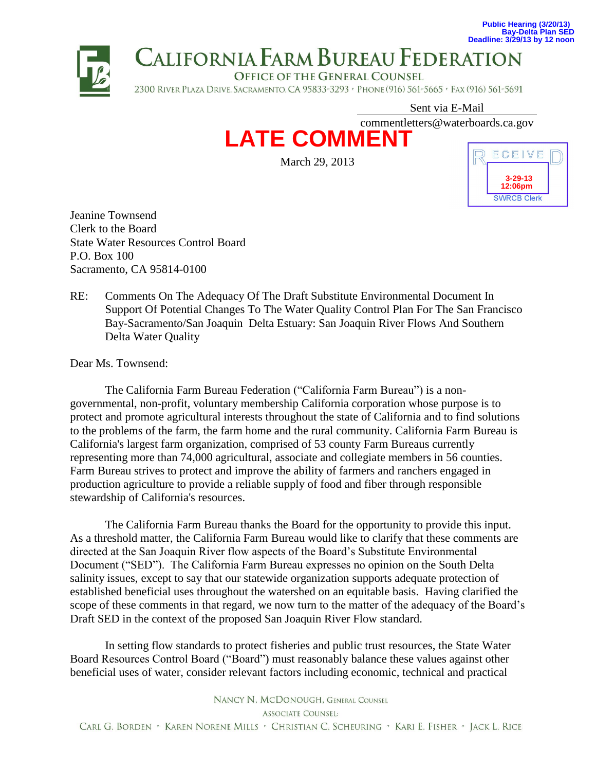Public Hearing (3/20/13)
Bay-Delta Plan SED
Deadline: 3/29/13 by 12 noon

# CALIFORNIA FARM BUREAU FEDERATION

## OFFICE OF THE GENERAL COUNSEL

2300 RIVER PLAZA DRIVE, SACRAMENTO, CA 95833-3293 · PHONE (916) 561-5665 · FAX (916) 561-5691

Sent via E-Mail
commentletters@waterboards.ca.gov

**LATE COMMENT**

March 29, 2013

RECEIVED
3-29-13
12:06pm
SWRCB Clerk

Jeanine Townsend
Clerk to the Board
State Water Resources Control Board
P.O. Box 100
Sacramento, CA 95814-0100

RE: Comments On The Adequacy Of The Draft Substitute Environmental Document In Support Of Potential Changes To The Water Quality Control Plan For The San Francisco Bay-Sacramento/San Joaquin Delta Estuary: San Joaquin River Flows And Southern Delta Water Quality

Dear Ms. Townsend:

The California Farm Bureau Federation ("California Farm Bureau") is a non-governmental, non-profit, voluntary membership California corporation whose purpose is to protect and promote agricultural interests throughout the state of California and to find solutions to the problems of the farm, the farm home and the rural community. California Farm Bureau is California's largest farm organization, comprised of 53 county Farm Bureaus currently representing more than 74,000 agricultural, associate and collegiate members in 56 counties. Farm Bureau strives to protect and improve the ability of farmers and ranchers engaged in production agriculture to provide a reliable supply of food and fiber through responsible stewardship of California's resources.

The California Farm Bureau thanks the Board for the opportunity to provide this input. As a threshold matter, the California Farm Bureau would like to clarify that these comments are directed at the San Joaquin River flow aspects of the Board's Substitute Environmental Document ("SED"). The California Farm Bureau expresses no opinion on the South Delta salinity issues, except to say that our statewide organization supports adequate protection of established beneficial uses throughout the watershed on an equitable basis. Having clarified the scope of these comments in that regard, we now turn to the matter of the adequacy of the Board's Draft SED in the context of the proposed San Joaquin River Flow standard.

In setting flow standards to protect fisheries and public trust resources, the State Water Board Resources Control Board ("Board") must reasonably balance these values against other beneficial uses of water, consider relevant factors including economic, technical and practical

NANCY N. MCDONOUGH, GENERAL COUNSEL
ASSOCIATE COUNSEL:
CARL G. BORDEN · KAREN NORENE MILLS · CHRISTIAN C. SCHEURING · KARI E. FISHER · JACK L. RICE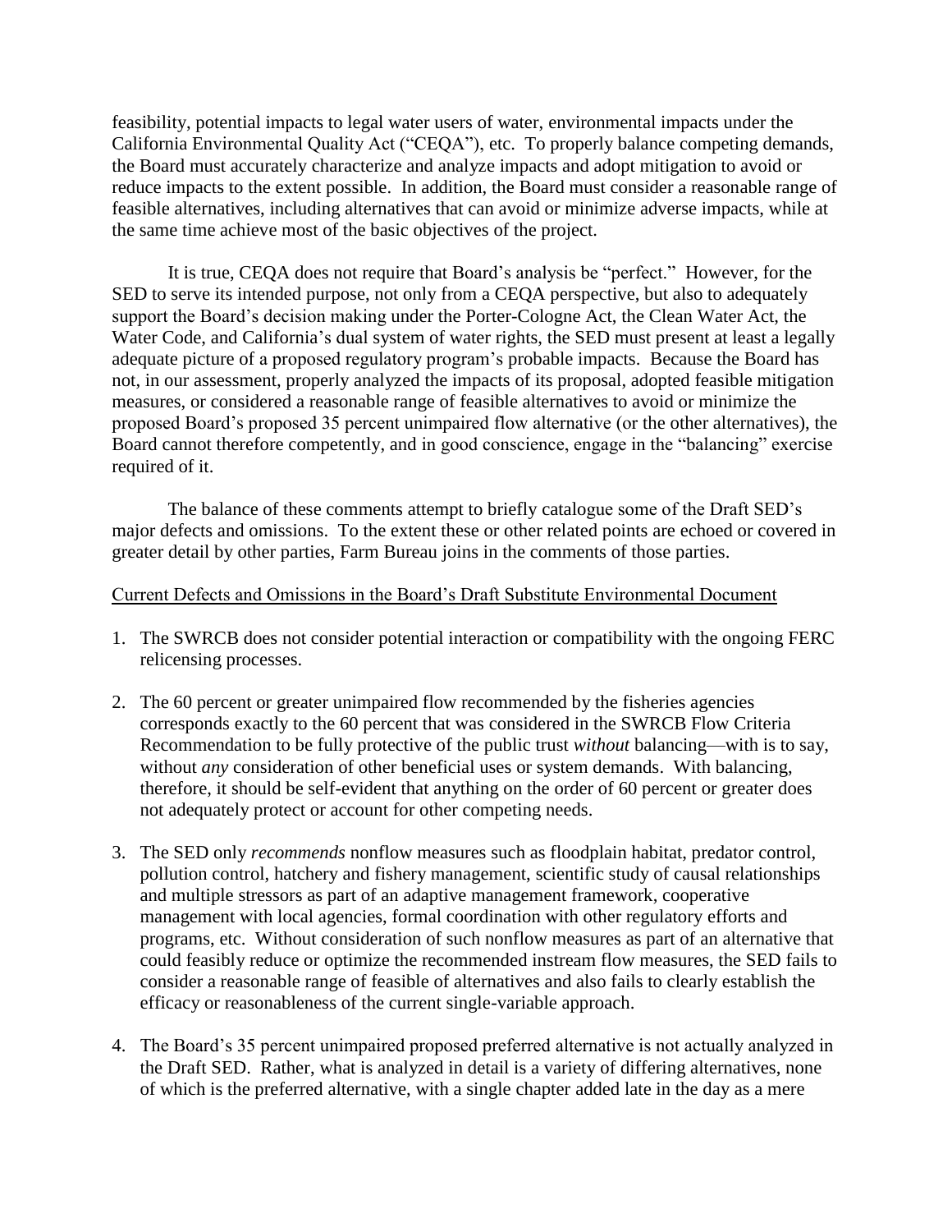feasibility, potential impacts to legal water users of water, environmental impacts under the California Environmental Quality Act ("CEQA"), etc. To properly balance competing demands, the Board must accurately characterize and analyze impacts and adopt mitigation to avoid or reduce impacts to the extent possible. In addition, the Board must consider a reasonable range of feasible alternatives, including alternatives that can avoid or minimize adverse impacts, while at the same time achieve most of the basic objectives of the project.

It is true, CEQA does not require that Board's analysis be "perfect." However, for the SED to serve its intended purpose, not only from a CEQA perspective, but also to adequately support the Board's decision making under the Porter-Cologne Act, the Clean Water Act, the Water Code, and California's dual system of water rights, the SED must present at least a legally adequate picture of a proposed regulatory program's probable impacts. Because the Board has not, in our assessment, properly analyzed the impacts of its proposal, adopted feasible mitigation measures, or considered a reasonable range of feasible alternatives to avoid or minimize the proposed Board's proposed 35 percent unimpaired flow alternative (or the other alternatives), the Board cannot therefore competently, and in good conscience, engage in the "balancing" exercise required of it.

The balance of these comments attempt to briefly catalogue some of the Draft SED's major defects and omissions. To the extent these or other related points are echoed or covered in greater detail by other parties, Farm Bureau joins in the comments of those parties.

<u>Current Defects and Omissions in the Board's Draft Substitute Environmental Document</u>

1. The SWRCB does not consider potential interaction or compatibility with the ongoing FERC relicensing processes.

2. The 60 percent or greater unimpaired flow recommended by the fisheries agencies corresponds exactly to the 60 percent that was considered in the SWRCB Flow Criteria Recommendation to be fully protective of the public trust *without* balancing—with is to say, without *any* consideration of other beneficial uses or system demands. With balancing, therefore, it should be self-evident that anything on the order of 60 percent or greater does not adequately protect or account for other competing needs.

3. The SED only *recommends* nonflow measures such as floodplain habitat, predator control, pollution control, hatchery and fishery management, scientific study of causal relationships and multiple stressors as part of an adaptive management framework, cooperative management with local agencies, formal coordination with other regulatory efforts and programs, etc. Without consideration of such nonflow measures as part of an alternative that could feasibly reduce or optimize the recommended instream flow measures, the SED fails to consider a reasonable range of feasible of alternatives and also fails to clearly establish the efficacy or reasonableness of the current single-variable approach.

4. The Board's 35 percent unimpaired proposed preferred alternative is not actually analyzed in the Draft SED. Rather, what is analyzed in detail is a variety of differing alternatives, none of which is the preferred alternative, with a single chapter added late in the day as a mere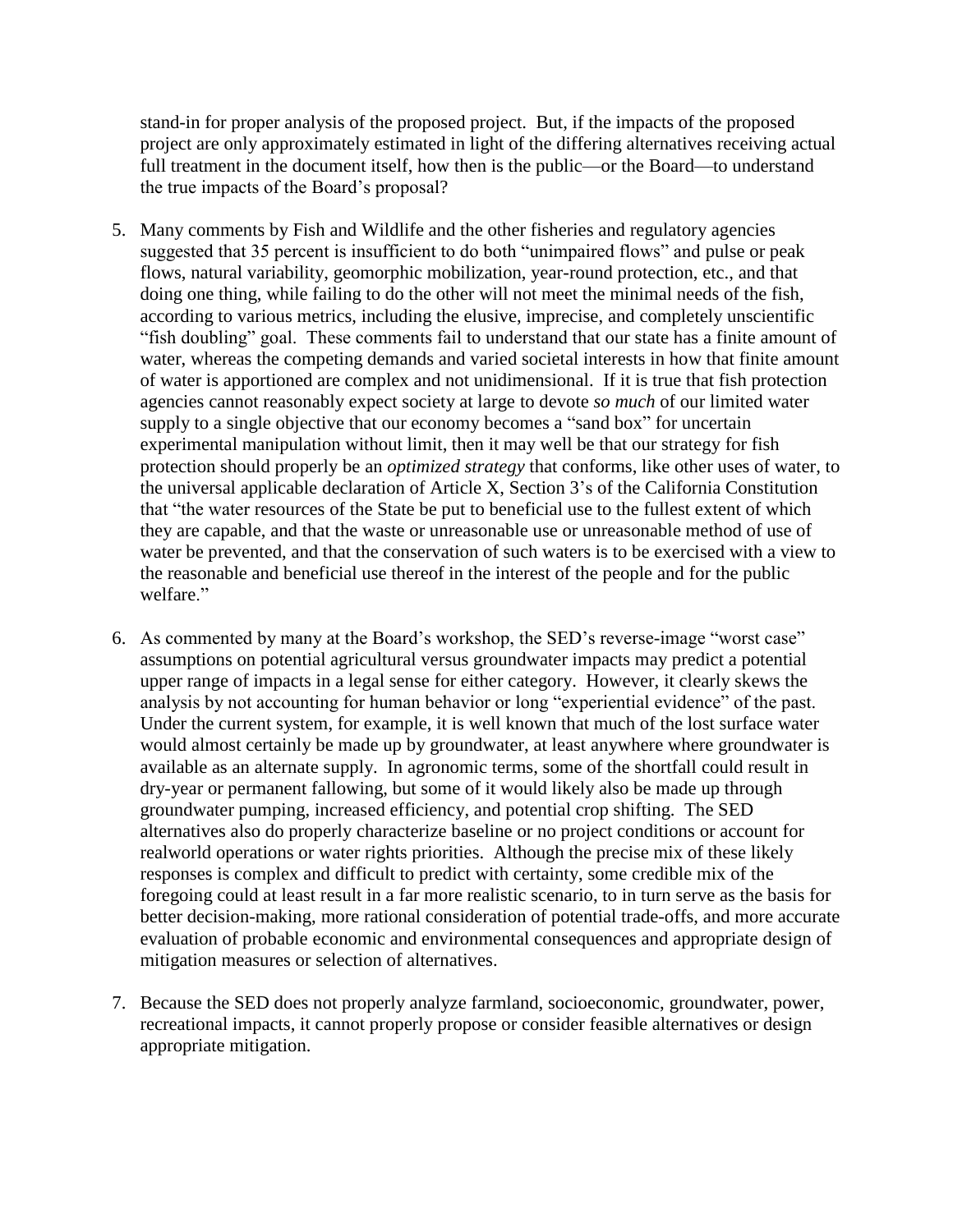stand-in for proper analysis of the proposed project. But, if the impacts of the proposed project are only approximately estimated in light of the differing alternatives receiving actual full treatment in the document itself, how then is the public—or the Board—to understand the true impacts of the Board's proposal?

5. Many comments by Fish and Wildlife and the other fisheries and regulatory agencies suggested that 35 percent is insufficient to do both "unimpaired flows" and pulse or peak flows, natural variability, geomorphic mobilization, year-round protection, etc., and that doing one thing, while failing to do the other will not meet the minimal needs of the fish, according to various metrics, including the elusive, imprecise, and completely unscientific "fish doubling" goal. These comments fail to understand that our state has a finite amount of water, whereas the competing demands and varied societal interests in how that finite amount of water is apportioned are complex and not unidimensional. If it is true that fish protection agencies cannot reasonably expect society at large to devote *so much* of our limited water supply to a single objective that our economy becomes a "sand box" for uncertain experimental manipulation without limit, then it may well be that our strategy for fish protection should properly be an *optimized strategy* that conforms, like other uses of water, to the universal applicable declaration of Article X, Section 3's of the California Constitution that "the water resources of the State be put to beneficial use to the fullest extent of which they are capable, and that the waste or unreasonable use or unreasonable method of use of water be prevented, and that the conservation of such waters is to be exercised with a view to the reasonable and beneficial use thereof in the interest of the people and for the public welfare."

6. As commented by many at the Board's workshop, the SED's reverse-image "worst case" assumptions on potential agricultural versus groundwater impacts may predict a potential upper range of impacts in a legal sense for either category. However, it clearly skews the analysis by not accounting for human behavior or long "experiential evidence" of the past. Under the current system, for example, it is well known that much of the lost surface water would almost certainly be made up by groundwater, at least anywhere where groundwater is available as an alternate supply. In agronomic terms, some of the shortfall could result in dry-year or permanent fallowing, but some of it would likely also be made up through groundwater pumping, increased efficiency, and potential crop shifting. The SED alternatives also do properly characterize baseline or no project conditions or account for realworld operations or water rights priorities. Although the precise mix of these likely responses is complex and difficult to predict with certainty, some credible mix of the foregoing could at least result in a far more realistic scenario, to in turn serve as the basis for better decision-making, more rational consideration of potential trade-offs, and more accurate evaluation of probable economic and environmental consequences and appropriate design of mitigation measures or selection of alternatives.

7. Because the SED does not properly analyze farmland, socioeconomic, groundwater, power, recreational impacts, it cannot properly propose or consider feasible alternatives or design appropriate mitigation.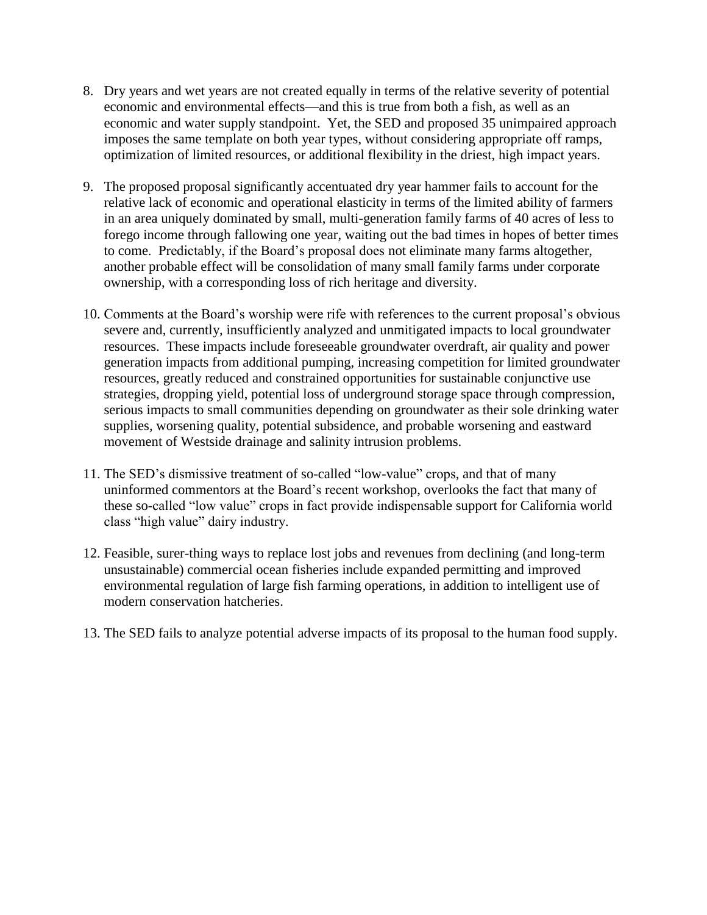8. Dry years and wet years are not created equally in terms of the relative severity of potential economic and environmental effects—and this is true from both a fish, as well as an economic and water supply standpoint. Yet, the SED and proposed 35 unimpaired approach imposes the same template on both year types, without considering appropriate off ramps, optimization of limited resources, or additional flexibility in the driest, high impact years.

9. The proposed proposal significantly accentuated dry year hammer fails to account for the relative lack of economic and operational elasticity in terms of the limited ability of farmers in an area uniquely dominated by small, multi-generation family farms of 40 acres of less to forego income through fallowing one year, waiting out the bad times in hopes of better times to come. Predictably, if the Board's proposal does not eliminate many farms altogether, another probable effect will be consolidation of many small family farms under corporate ownership, with a corresponding loss of rich heritage and diversity.

10. Comments at the Board's worship were rife with references to the current proposal's obvious severe and, currently, insufficiently analyzed and unmitigated impacts to local groundwater resources. These impacts include foreseeable groundwater overdraft, air quality and power generation impacts from additional pumping, increasing competition for limited groundwater resources, greatly reduced and constrained opportunities for sustainable conjunctive use strategies, dropping yield, potential loss of underground storage space through compression, serious impacts to small communities depending on groundwater as their sole drinking water supplies, worsening quality, potential subsidence, and probable worsening and eastward movement of Westside drainage and salinity intrusion problems.

11. The SED's dismissive treatment of so-called "low-value" crops, and that of many uninformed commentors at the Board's recent workshop, overlooks the fact that many of these so-called "low value" crops in fact provide indispensable support for California world class "high value" dairy industry.

12. Feasible, surer-thing ways to replace lost jobs and revenues from declining (and long-term unsustainable) commercial ocean fisheries include expanded permitting and improved environmental regulation of large fish farming operations, in addition to intelligent use of modern conservation hatcheries.

13. The SED fails to analyze potential adverse impacts of its proposal to the human food supply.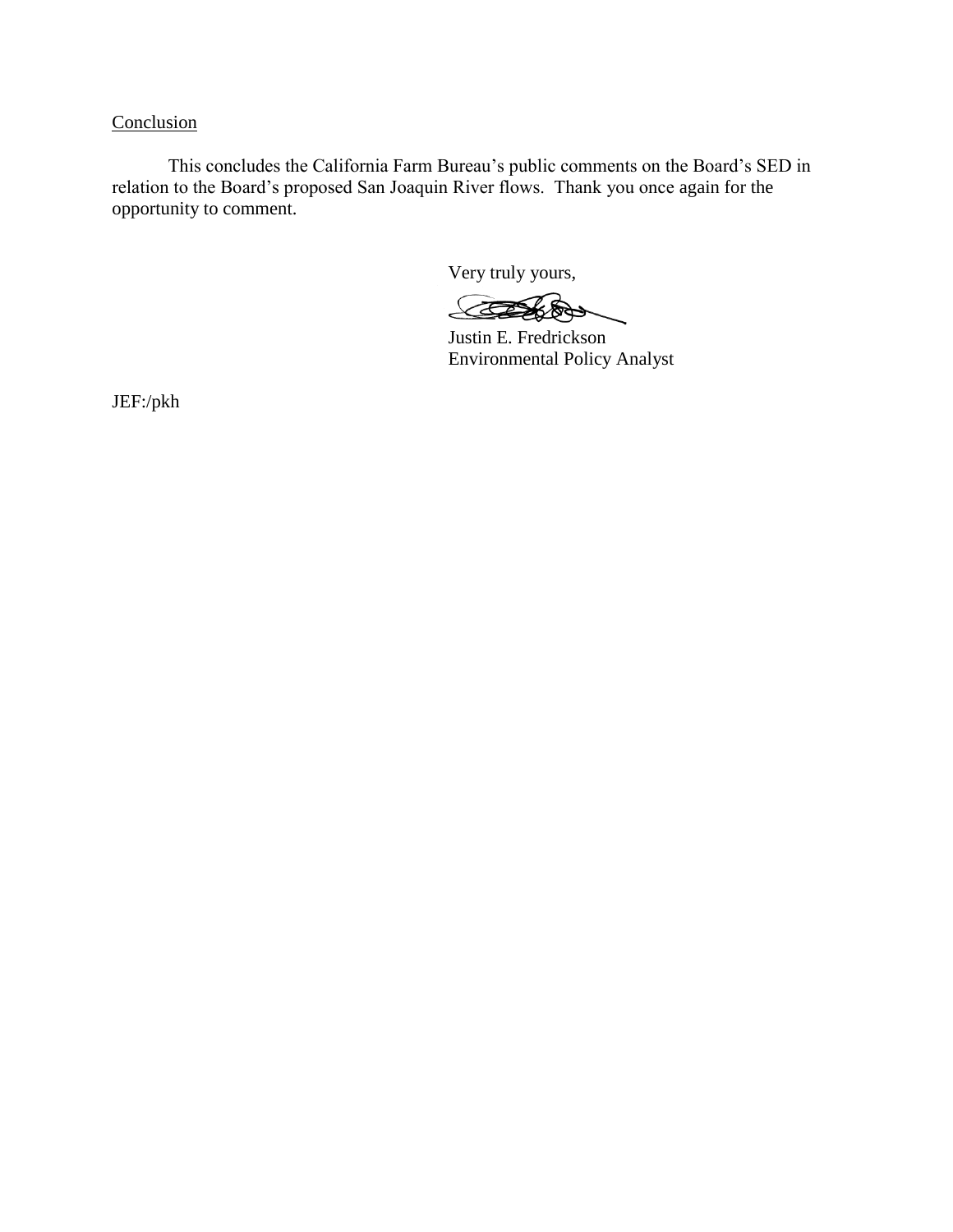<u>Conclusion</u>

This concludes the California Farm Bureau's public comments on the Board's SED in relation to the Board's proposed San Joaquin River flows. Thank you once again for the opportunity to comment.

Very truly yours,

Justin E. Fredrickson
Environmental Policy Analyst

JEF:/pkh